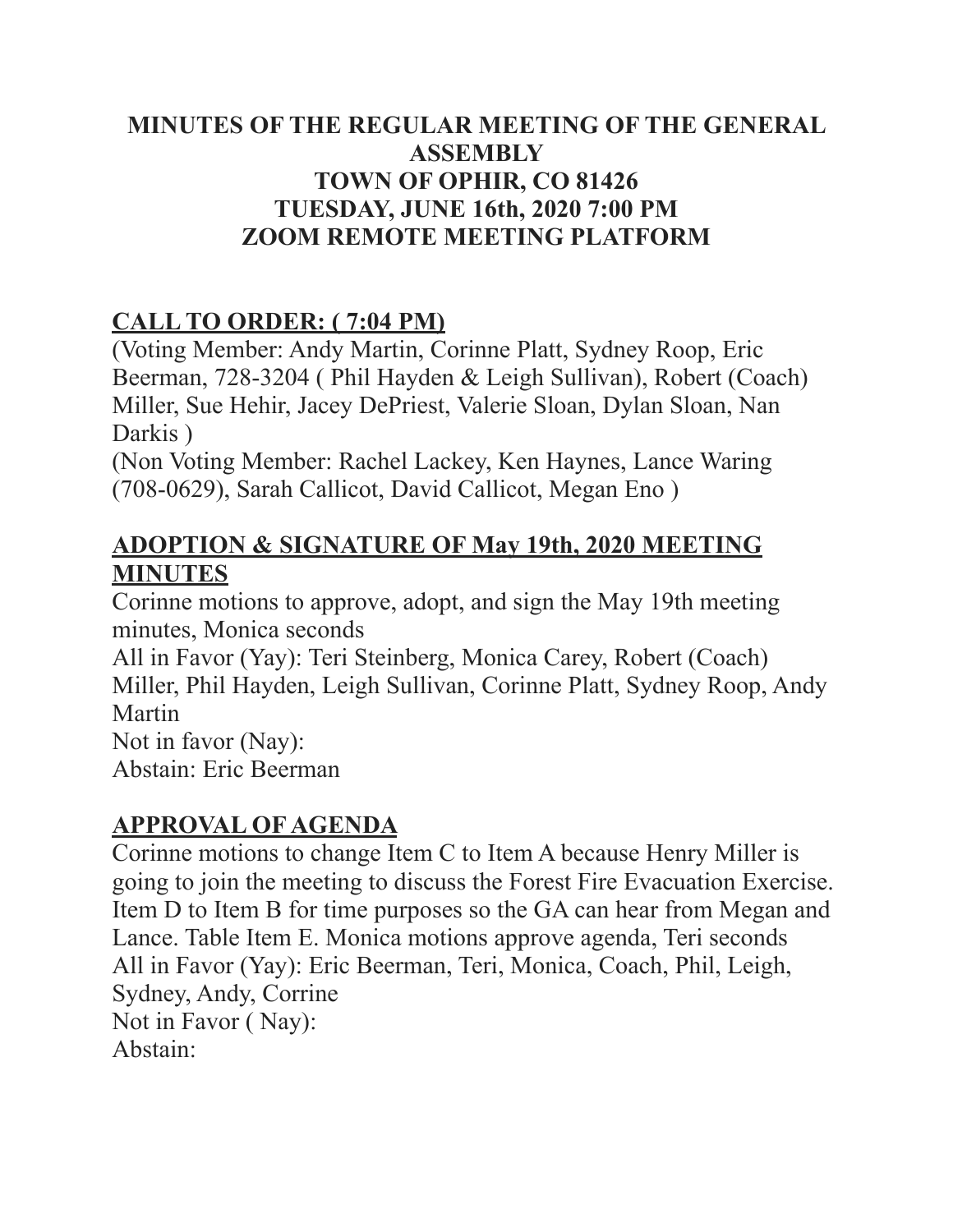# MINUTES OF THE REGULAR MEETING OF THE GENERAL ASSEMBLY
# TOWN OF OPHIR, CO 81426
# TUESDAY, JUNE 16th, 2020 7:00 PM
# ZOOM REMOTE MEETING PLATFORM

## CALL TO ORDER: ( 7:04 PM)

(Voting Member: Andy Martin, Corinne Platt, Sydney Roop, Eric Beerman, 728-3204 ( Phil Hayden & Leigh Sullivan), Robert (Coach) Miller, Sue Hehir, Jacey DePriest, Valerie Sloan, Dylan Sloan, Nan Darkis )

(Non Voting Member: Rachel Lackey, Ken Haynes, Lance Waring (708-0629), Sarah Callicot, David Callicot, Megan Eno )

## ADOPTION & SIGNATURE OF May 19th, 2020 MEETING MINUTES

Corinne motions to approve, adopt, and sign the May 19th meeting minutes, Monica seconds

All in Favor (Yay): Teri Steinberg, Monica Carey, Robert (Coach) Miller, Phil Hayden, Leigh Sullivan, Corinne Platt, Sydney Roop, Andy Martin

Not in favor (Nay):

Abstain: Eric Beerman

## APPROVAL OF AGENDA

Corinne motions to change Item C to Item A because Henry Miller is going to join the meeting to discuss the Forest Fire Evacuation Exercise. Item D to Item B for time purposes so the GA can hear from Megan and Lance. Table Item E. Monica motions approve agenda, Teri seconds

All in Favor (Yay): Eric Beerman, Teri, Monica, Coach, Phil, Leigh, Sydney, Andy, Corrine

Not in Favor ( Nay):

Abstain: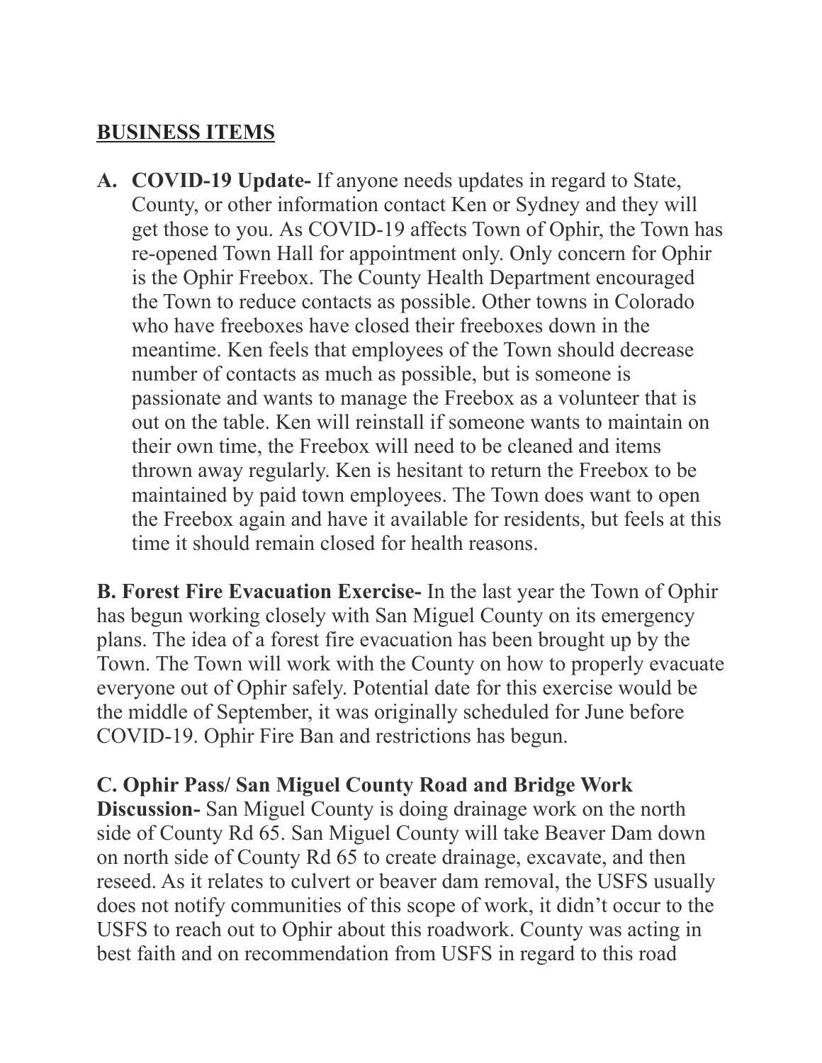## BUSINESS ITEMS

**A. COVID-19 Update-** If anyone needs updates in regard to State, County, or other information contact Ken or Sydney and they will get those to you. As COVID-19 affects Town of Ophir, the Town has re-opened Town Hall for appointment only. Only concern for Ophir is the Ophir Freebox. The County Health Department encouraged the Town to reduce contacts as possible. Other towns in Colorado who have freeboxes have closed their freeboxes down in the meantime. Ken feels that employees of the Town should decrease number of contacts as much as possible, but is someone is passionate and wants to manage the Freebox as a volunteer that is out on the table. Ken will reinstall if someone wants to maintain on their own time, the Freebox will need to be cleaned and items thrown away regularly. Ken is hesitant to return the Freebox to be maintained by paid town employees. The Town does want to open the Freebox again and have it available for residents, but feels at this time it should remain closed for health reasons.

**B. Forest Fire Evacuation Exercise-** In the last year the Town of Ophir has begun working closely with San Miguel County on its emergency plans. The idea of a forest fire evacuation has been brought up by the Town. The Town will work with the County on how to properly evacuate everyone out of Ophir safely. Potential date for this exercise would be the middle of September, it was originally scheduled for June before COVID-19. Ophir Fire Ban and restrictions has begun.

**C. Ophir Pass/ San Miguel County Road and Bridge Work Discussion-** San Miguel County is doing drainage work on the north side of County Rd 65. San Miguel County will take Beaver Dam down on north side of County Rd 65 to create drainage, excavate, and then reseed. As it relates to culvert or beaver dam removal, the USFS usually does not notify communities of this scope of work, it didn't occur to the USFS to reach out to Ophir about this roadwork. County was acting in best faith and on recommendation from USFS in regard to this road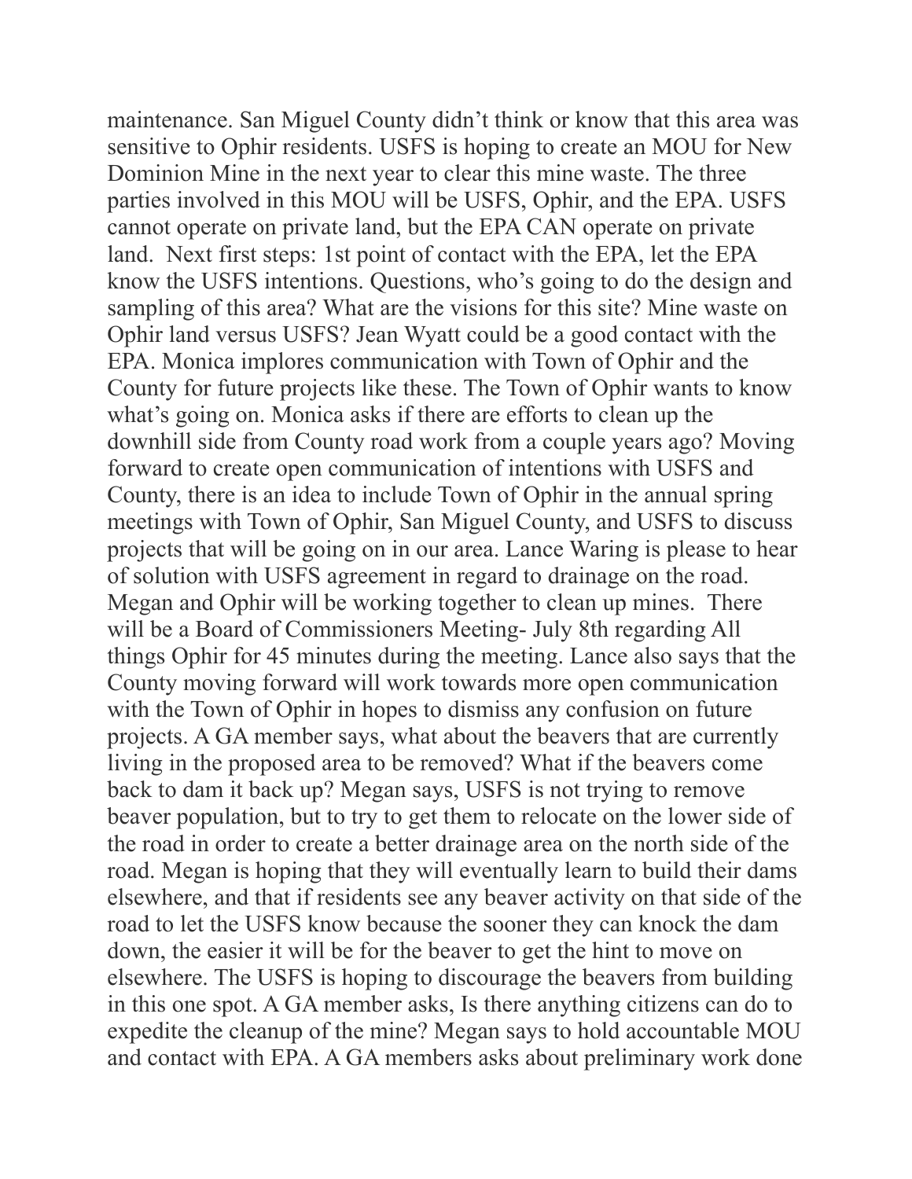maintenance. San Miguel County didn't think or know that this area was sensitive to Ophir residents. USFS is hoping to create an MOU for New Dominion Mine in the next year to clear this mine waste. The three parties involved in this MOU will be USFS, Ophir, and the EPA. USFS cannot operate on private land, but the EPA CAN operate on private land. Next first steps: 1st point of contact with the EPA, let the EPA know the USFS intentions. Questions, who's going to do the design and sampling of this area? What are the visions for this site? Mine waste on Ophir land versus USFS? Jean Wyatt could be a good contact with the EPA. Monica implores communication with Town of Ophir and the County for future projects like these. The Town of Ophir wants to know what's going on. Monica asks if there are efforts to clean up the downhill side from County road work from a couple years ago? Moving forward to create open communication of intentions with USFS and County, there is an idea to include Town of Ophir in the annual spring meetings with Town of Ophir, San Miguel County, and USFS to discuss projects that will be going on in our area. Lance Waring is please to hear of solution with USFS agreement in regard to drainage on the road. Megan and Ophir will be working together to clean up mines. There will be a Board of Commissioners Meeting- July 8th regarding All things Ophir for 45 minutes during the meeting. Lance also says that the County moving forward will work towards more open communication with the Town of Ophir in hopes to dismiss any confusion on future projects. A GA member says, what about the beavers that are currently living in the proposed area to be removed? What if the beavers come back to dam it back up? Megan says, USFS is not trying to remove beaver population, but to try to get them to relocate on the lower side of the road in order to create a better drainage area on the north side of the road. Megan is hoping that they will eventually learn to build their dams elsewhere, and that if residents see any beaver activity on that side of the road to let the USFS know because the sooner they can knock the dam down, the easier it will be for the beaver to get the hint to move on elsewhere. The USFS is hoping to discourage the beavers from building in this one spot. A GA member asks, Is there anything citizens can do to expedite the cleanup of the mine? Megan says to hold accountable MOU and contact with EPA. A GA members asks about preliminary work done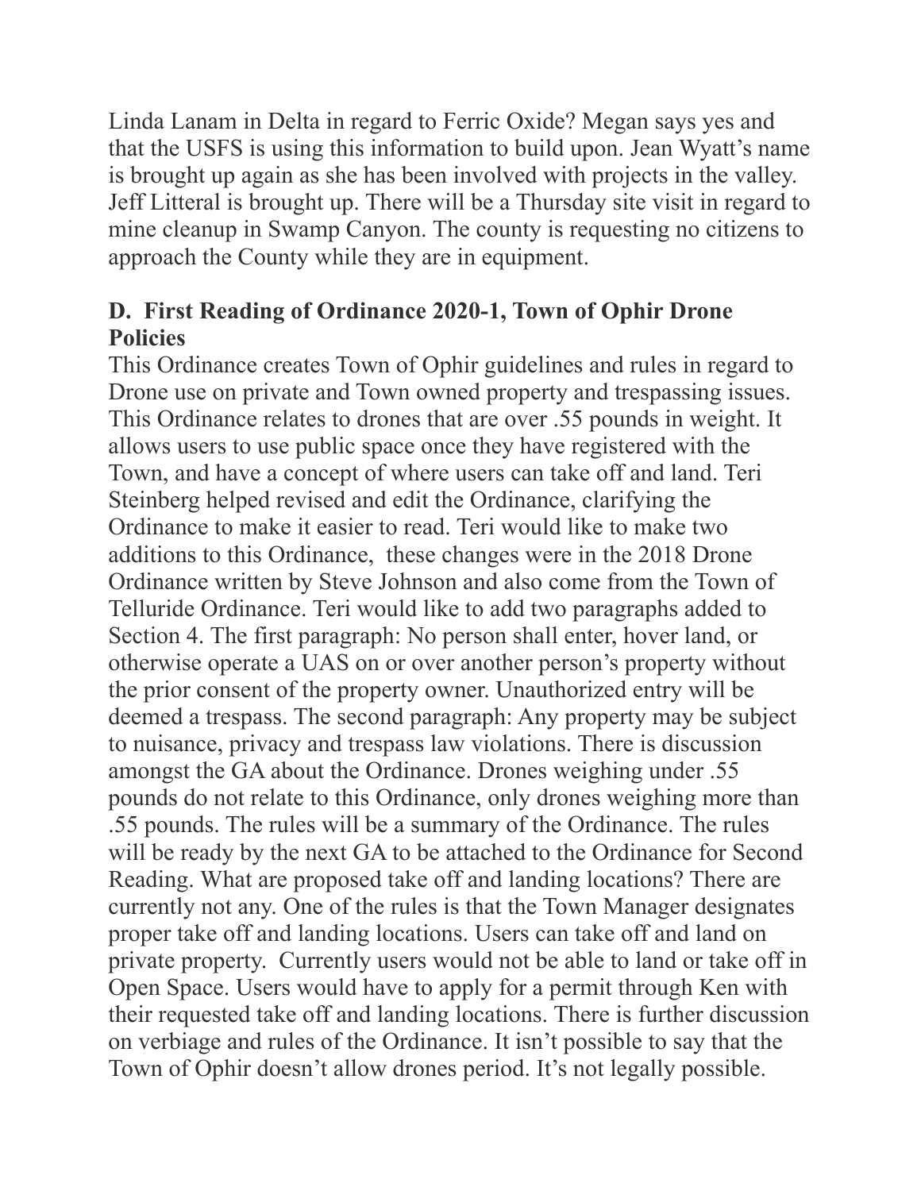Linda Lanam in Delta in regard to Ferric Oxide? Megan says yes and that the USFS is using this information to build upon. Jean Wyatt's name is brought up again as she has been involved with projects in the valley. Jeff Litteral is brought up. There will be a Thursday site visit in regard to mine cleanup in Swamp Canyon. The county is requesting no citizens to approach the County while they are in equipment.

### D. First Reading of Ordinance 2020-1, Town of Ophir Drone Policies

This Ordinance creates Town of Ophir guidelines and rules in regard to Drone use on private and Town owned property and trespassing issues. This Ordinance relates to drones that are over .55 pounds in weight. It allows users to use public space once they have registered with the Town, and have a concept of where users can take off and land. Teri Steinberg helped revised and edit the Ordinance, clarifying the Ordinance to make it easier to read. Teri would like to make two additions to this Ordinance, these changes were in the 2018 Drone Ordinance written by Steve Johnson and also come from the Town of Telluride Ordinance. Teri would like to add two paragraphs added to Section 4. The first paragraph: No person shall enter, hover land, or otherwise operate a UAS on or over another person's property without the prior consent of the property owner. Unauthorized entry will be deemed a trespass. The second paragraph: Any property may be subject to nuisance, privacy and trespass law violations. There is discussion amongst the GA about the Ordinance. Drones weighing under .55 pounds do not relate to this Ordinance, only drones weighing more than .55 pounds. The rules will be a summary of the Ordinance. The rules will be ready by the next GA to be attached to the Ordinance for Second Reading. What are proposed take off and landing locations? There are currently not any. One of the rules is that the Town Manager designates proper take off and landing locations. Users can take off and land on private property. Currently users would not be able to land or take off in Open Space. Users would have to apply for a permit through Ken with their requested take off and landing locations. There is further discussion on verbiage and rules of the Ordinance. It isn't possible to say that the Town of Ophir doesn't allow drones period. It's not legally possible.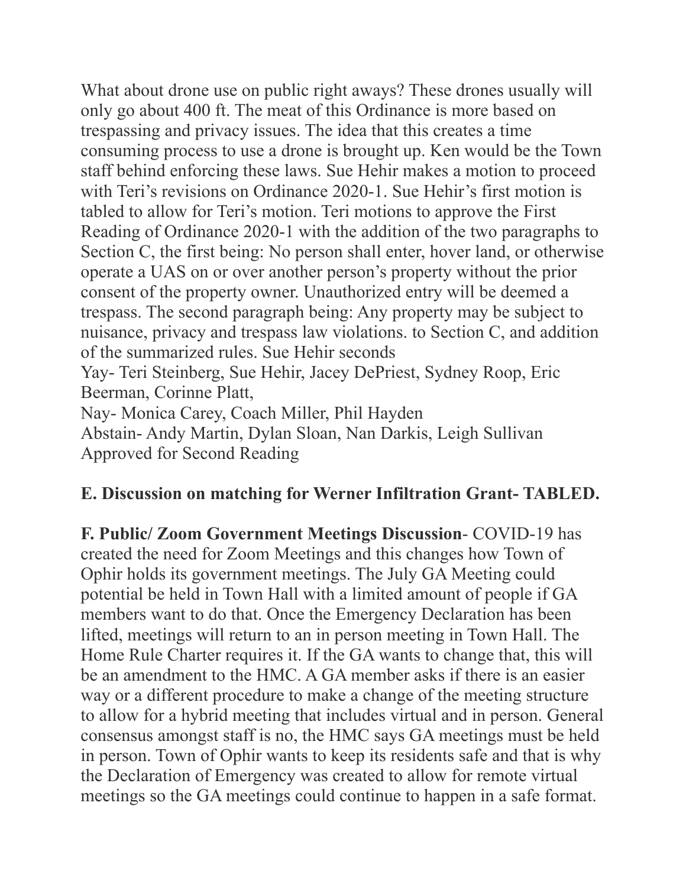What about drone use on public right aways? These drones usually will only go about 400 ft. The meat of this Ordinance is more based on trespassing and privacy issues. The idea that this creates a time consuming process to use a drone is brought up. Ken would be the Town staff behind enforcing these laws. Sue Hehir makes a motion to proceed with Teri's revisions on Ordinance 2020-1. Sue Hehir's first motion is tabled to allow for Teri's motion. Teri motions to approve the First Reading of Ordinance 2020-1 with the addition of the two paragraphs to Section C, the first being: No person shall enter, hover land, or otherwise operate a UAS on or over another person's property without the prior consent of the property owner. Unauthorized entry will be deemed a trespass. The second paragraph being: Any property may be subject to nuisance, privacy and trespass law violations. to Section C, and addition of the summarized rules. Sue Hehir seconds

Yay- Teri Steinberg, Sue Hehir, Jacey DePriest, Sydney Roop, Eric Beerman, Corinne Platt,

Nay- Monica Carey, Coach Miller, Phil Hayden

Abstain- Andy Martin, Dylan Sloan, Nan Darkis, Leigh Sullivan

Approved for Second Reading

**E. Discussion on matching for Werner Infiltration Grant- TABLED.**

**F. Public/ Zoom Government Meetings Discussion**- COVID-19 has created the need for Zoom Meetings and this changes how Town of Ophir holds its government meetings. The July GA Meeting could potential be held in Town Hall with a limited amount of people if GA members want to do that. Once the Emergency Declaration has been lifted, meetings will return to an in person meeting in Town Hall. The Home Rule Charter requires it. If the GA wants to change that, this will be an amendment to the HMC. A GA member asks if there is an easier way or a different procedure to make a change of the meeting structure to allow for a hybrid meeting that includes virtual and in person. General consensus amongst staff is no, the HMC says GA meetings must be held in person. Town of Ophir wants to keep its residents safe and that is why the Declaration of Emergency was created to allow for remote virtual meetings so the GA meetings could continue to happen in a safe format.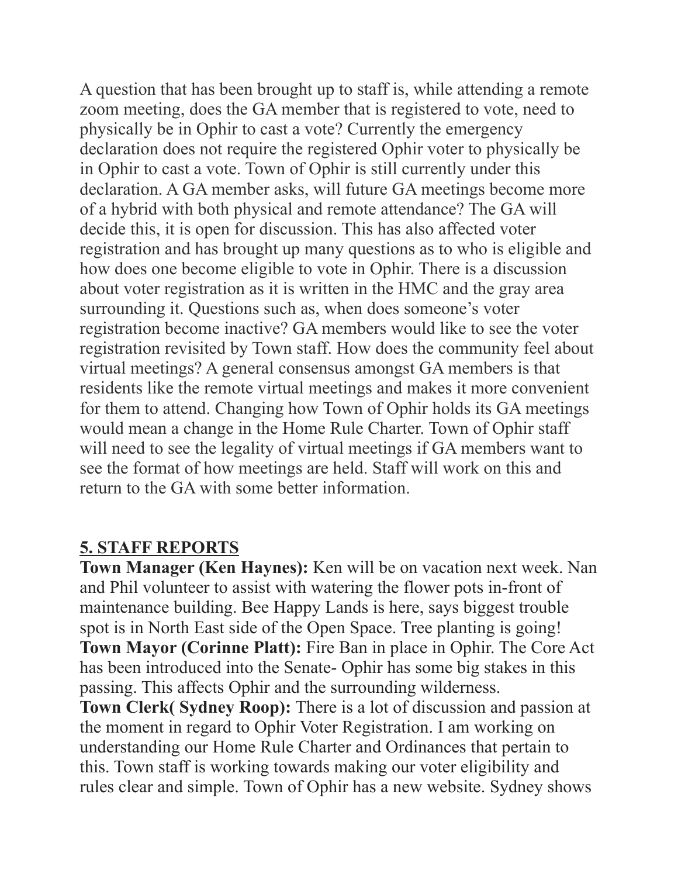A question that has been brought up to staff is, while attending a remote zoom meeting, does the GA member that is registered to vote, need to physically be in Ophir to cast a vote? Currently the emergency declaration does not require the registered Ophir voter to physically be in Ophir to cast a vote. Town of Ophir is still currently under this declaration. A GA member asks, will future GA meetings become more of a hybrid with both physical and remote attendance? The GA will decide this, it is open for discussion. This has also affected voter registration and has brought up many questions as to who is eligible and how does one become eligible to vote in Ophir. There is a discussion about voter registration as it is written in the HMC and the gray area surrounding it. Questions such as, when does someone's voter registration become inactive? GA members would like to see the voter registration revisited by Town staff. How does the community feel about virtual meetings? A general consensus amongst GA members is that residents like the remote virtual meetings and makes it more convenient for them to attend. Changing how Town of Ophir holds its GA meetings would mean a change in the Home Rule Charter. Town of Ophir staff will need to see the legality of virtual meetings if GA members want to see the format of how meetings are held. Staff will work on this and return to the GA with some better information.

## 5. STAFF REPORTS

**Town Manager (Ken Haynes):** Ken will be on vacation next week. Nan and Phil volunteer to assist with watering the flower pots in-front of maintenance building. Bee Happy Lands is here, says biggest trouble spot is in North East side of the Open Space. Tree planting is going!

**Town Mayor (Corinne Platt):** Fire Ban in place in Ophir. The Core Act has been introduced into the Senate- Ophir has some big stakes in this passing. This affects Ophir and the surrounding wilderness.

**Town Clerk( Sydney Roop):** There is a lot of discussion and passion at the moment in regard to Ophir Voter Registration. I am working on understanding our Home Rule Charter and Ordinances that pertain to this. Town staff is working towards making our voter eligibility and rules clear and simple. Town of Ophir has a new website. Sydney shows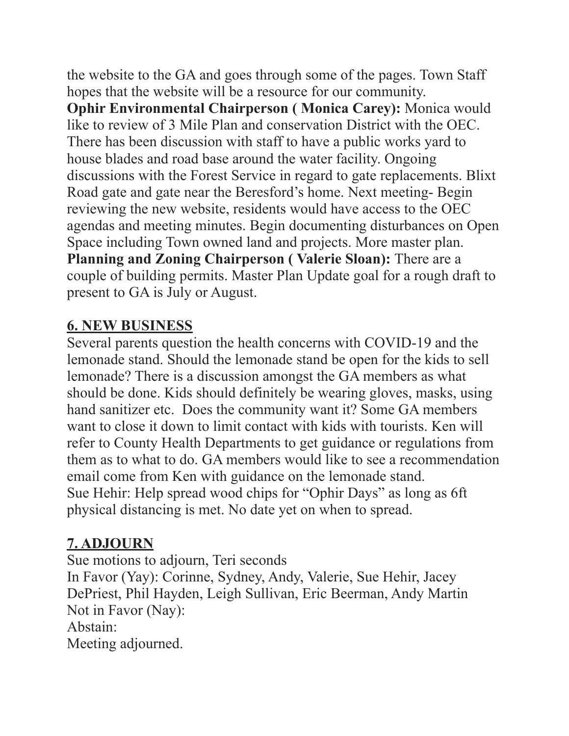the website to the GA and goes through some of the pages. Town Staff hopes that the website will be a resource for our community.

**Ophir Environmental Chairperson ( Monica Carey):** Monica would like to review of 3 Mile Plan and conservation District with the OEC. There has been discussion with staff to have a public works yard to house blades and road base around the water facility. Ongoing discussions with the Forest Service in regard to gate replacements. Blixt Road gate and gate near the Beresford's home. Next meeting- Begin reviewing the new website, residents would have access to the OEC agendas and meeting minutes. Begin documenting disturbances on Open Space including Town owned land and projects. More master plan.

**Planning and Zoning Chairperson ( Valerie Sloan):** There are a couple of building permits. Master Plan Update goal for a rough draft to present to GA is July or August.

## 6. NEW BUSINESS

Several parents question the health concerns with COVID-19 and the lemonade stand. Should the lemonade stand be open for the kids to sell lemonade? There is a discussion amongst the GA members as what should be done. Kids should definitely be wearing gloves, masks, using hand sanitizer etc. Does the community want it? Some GA members want to close it down to limit contact with kids with tourists. Ken will refer to County Health Departments to get guidance or regulations from them as to what to do. GA members would like to see a recommendation email come from Ken with guidance on the lemonade stand.

Sue Hehir: Help spread wood chips for "Ophir Days" as long as 6ft physical distancing is met. No date yet on when to spread.

## 7. ADJOURN

Sue motions to adjourn, Teri seconds

In Favor (Yay): Corinne, Sydney, Andy, Valerie, Sue Hehir, Jacey DePriest, Phil Hayden, Leigh Sullivan, Eric Beerman, Andy Martin

Not in Favor (Nay):

Abstain:

Meeting adjourned.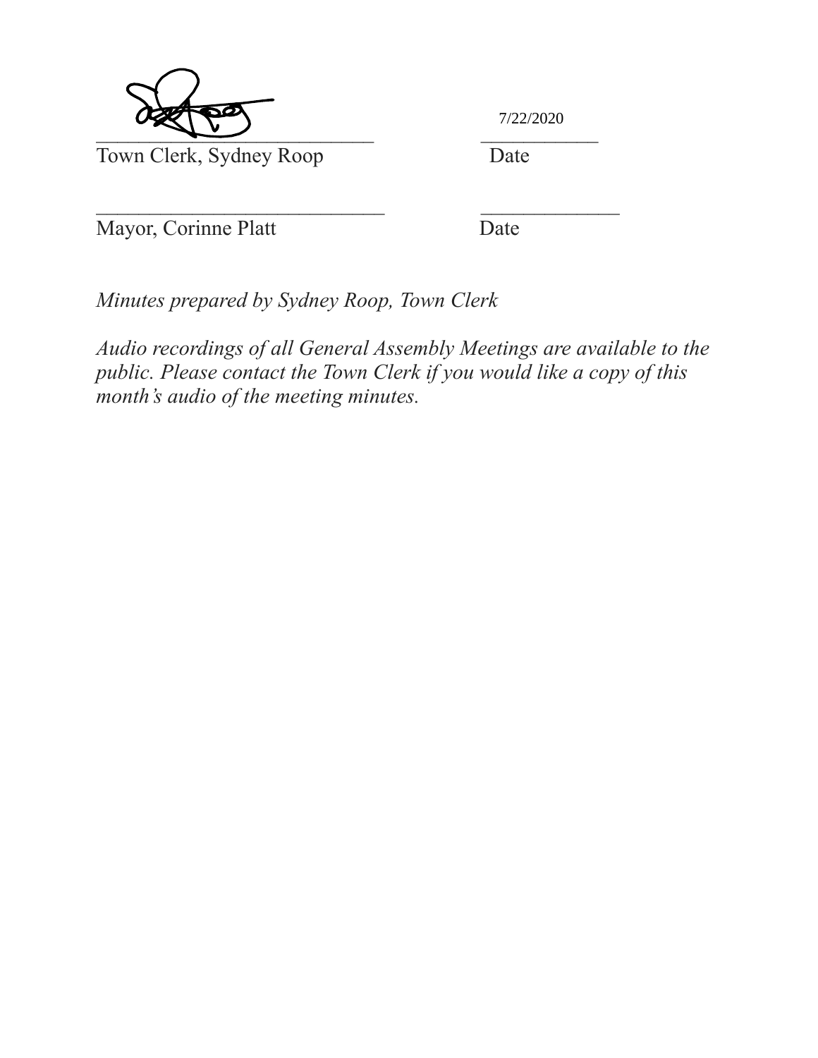\_\_\_\_\_\_\_\_\_\_\_\_\_\_\_\_\_\_\_\_\_\_\_\_\_\_\_\_ 7/22/2020

Town Clerk, Sydney Roop Date

\_\_\_\_\_\_\_\_\_\_\_\_\_\_\_\_\_\_\_\_\_\_\_\_\_\_\_\_ \_\_\_\_\_\_\_\_\_\_\_\_\_\_

Mayor, Corinne Platt Date

*Minutes prepared by Sydney Roop, Town Clerk*

*Audio recordings of all General Assembly Meetings are available to the public. Please contact the Town Clerk if you would like a copy of this month's audio of the meeting minutes.*